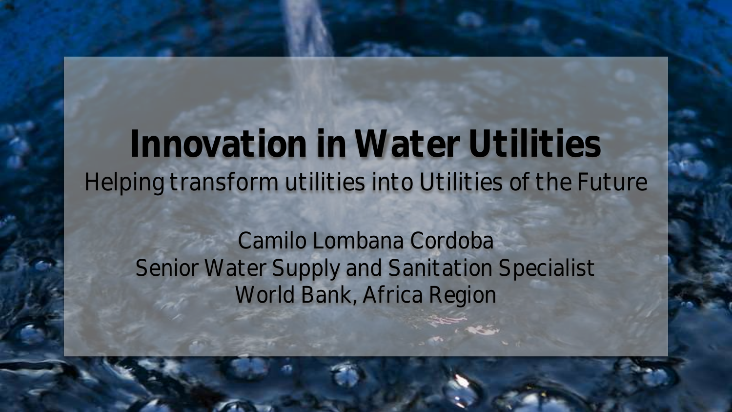# Innovation in Water Utilities

Helping transform utilities into Utilities of the Future

Camilo Lombana Cordoba
Senior Water Supply and Sanitation Specialist
World Bank, Africa Region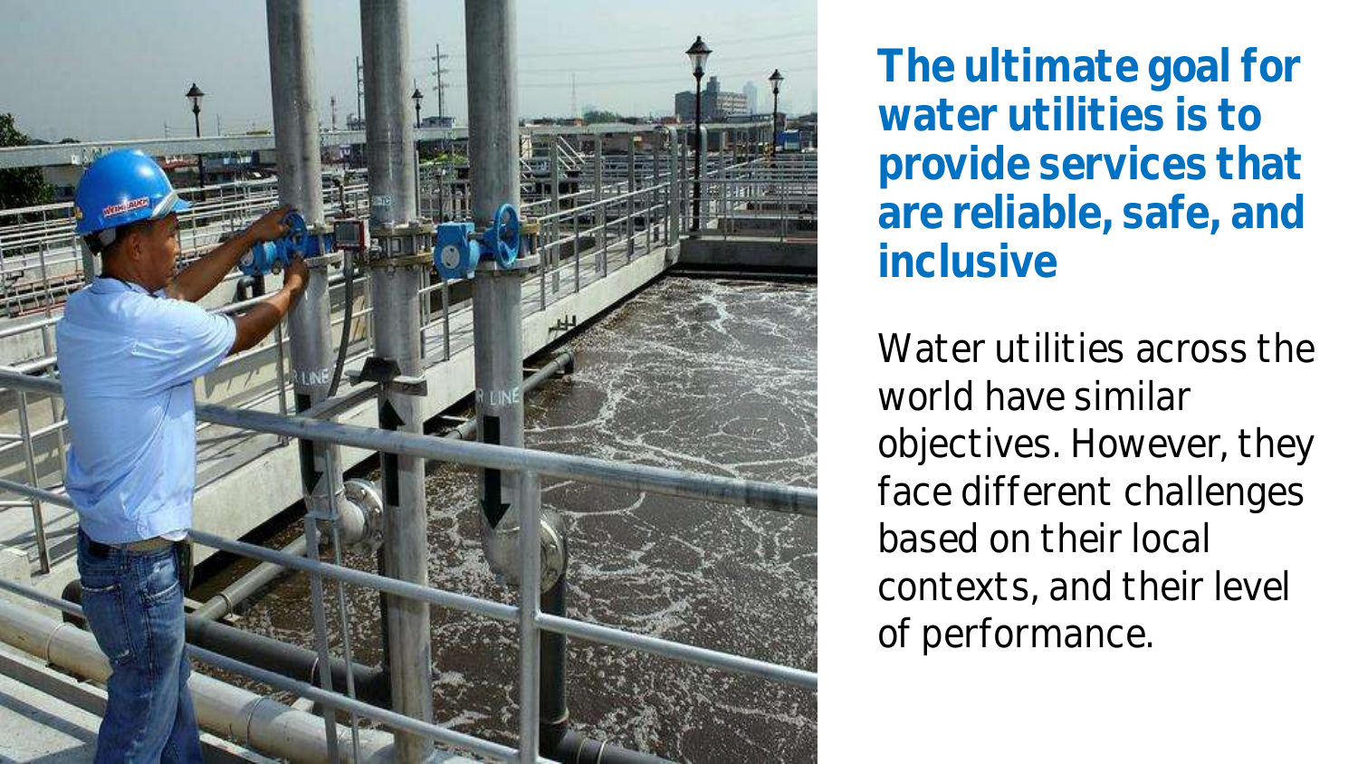## The ultimate goal for water utilities is to provide services that are reliable, safe, and inclusive

Water utilities across the world have similar objectives. However, they face different challenges based on their local contexts, and their level of performance.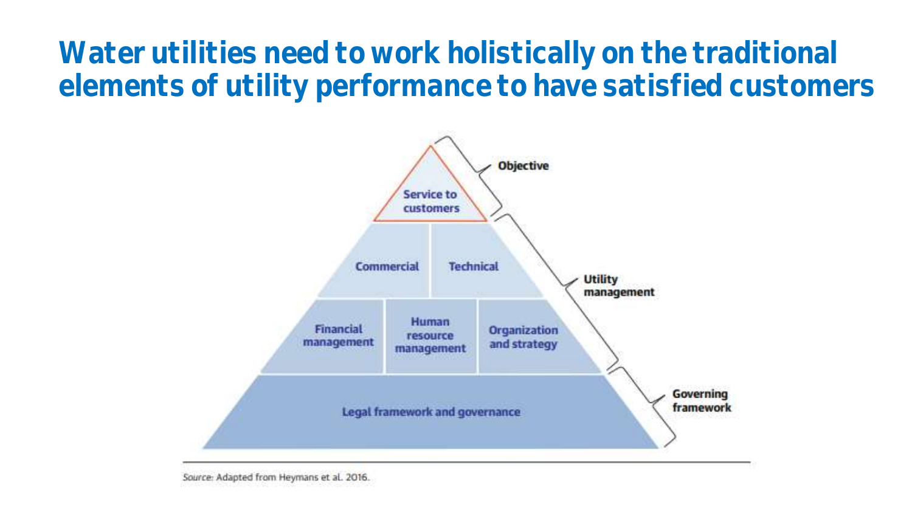# Water utilities need to work holistically on the traditional elements of utility performance to have satisfied customers

Service to customers

Commercial | Technical

Financial management | Human resource management | Organization and strategy

Legal framework and governance

Objective

Utility management

Governing framework

*Source:* Adapted from Heymans et al. 2016.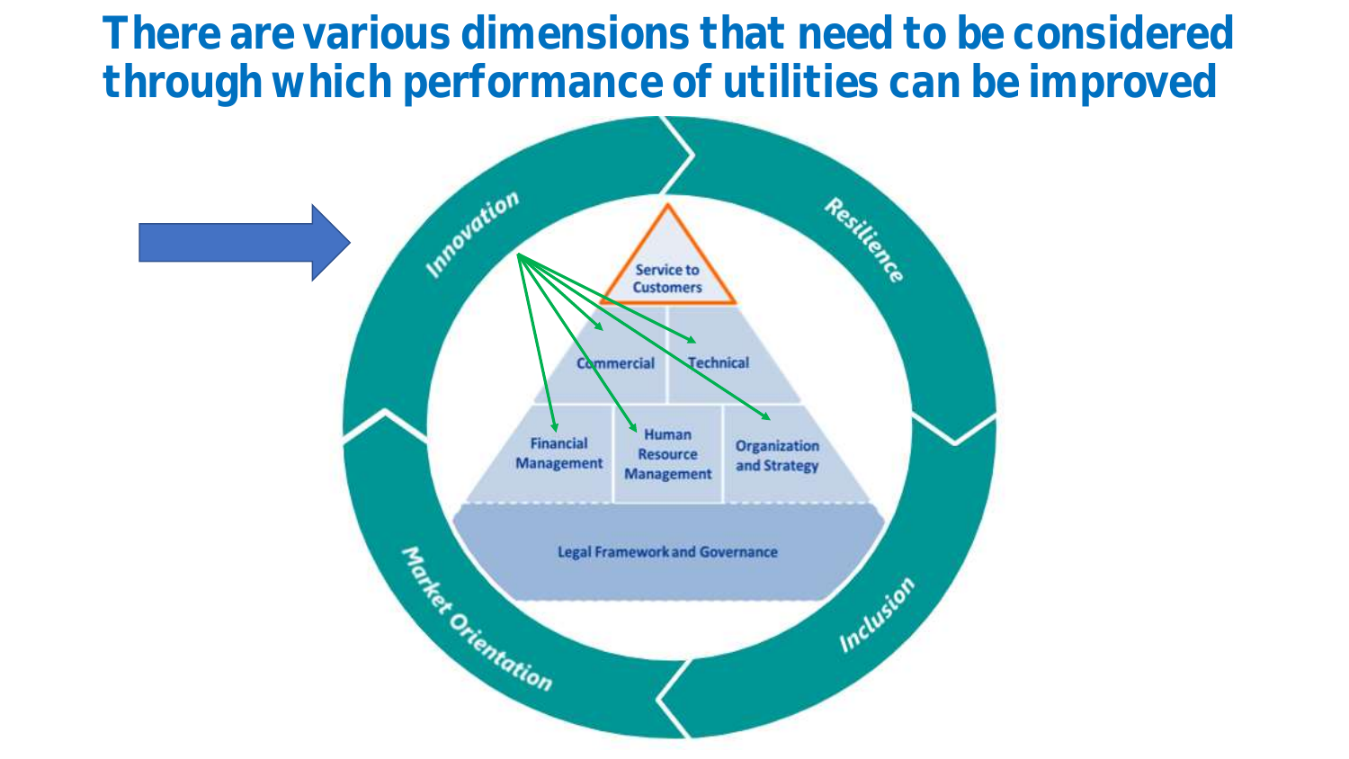# There are various dimensions that need to be considered through which performance of utilities can be improved

Innovation

Resilience

Inclusion

Market Orientation

Service to Customers

Commercial

Technical

Financial Management

Human Resource Management

Organization and Strategy

Legal Framework and Governance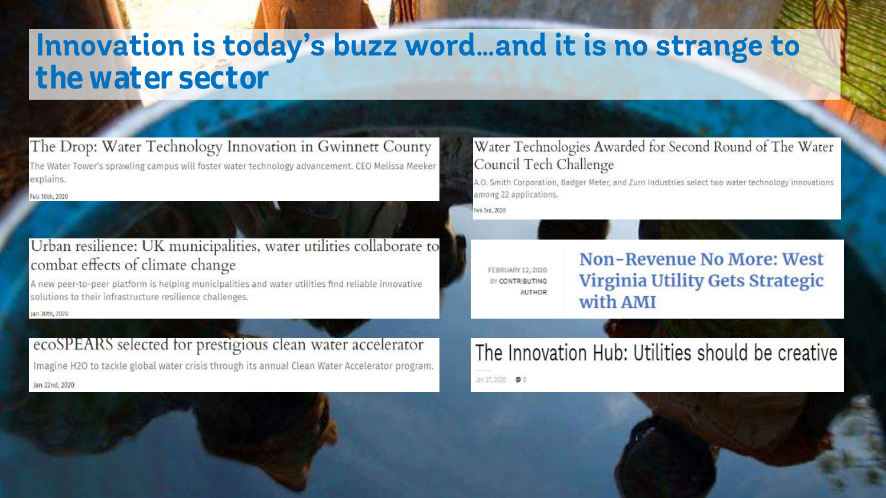# Innovation is today's buzz word...and it is no strange to the water sector

**The Drop: Water Technology Innovation in Gwinnett County**

The Water Tower's sprawling campus will foster water technology advancement. CEO Melissa Meeker explains.

Feb 10th, 2020

**Water Technologies Awarded for Second Round of The Water Council Tech Challenge**

A.O. Smith Corporation, Badger Meter, and Zurn Industries select two water technology innovations among 22 applications.

Feb 3rd, 2020

**Urban resilience: UK municipalities, water utilities collaborate to combat effects of climate change**

A new peer-to-peer platform is helping municipalities and water utilities find reliable innovative solutions to their infrastructure resilience challenges.

Jan 30th, 2020

FEBRUARY 12, 2020
BY CONTRIBUTING AUTHOR

**Non-Revenue No More: West Virginia Utility Gets Strategic with AMI**

**ecoSPEARS selected for prestigious clean water accelerator**

Imagine H2O to tackle global water crisis through its annual Clean Water Accelerator program.

Jan 22nd, 2020

**The Innovation Hub: Utilities should be creative**

Jan 27, 2020 0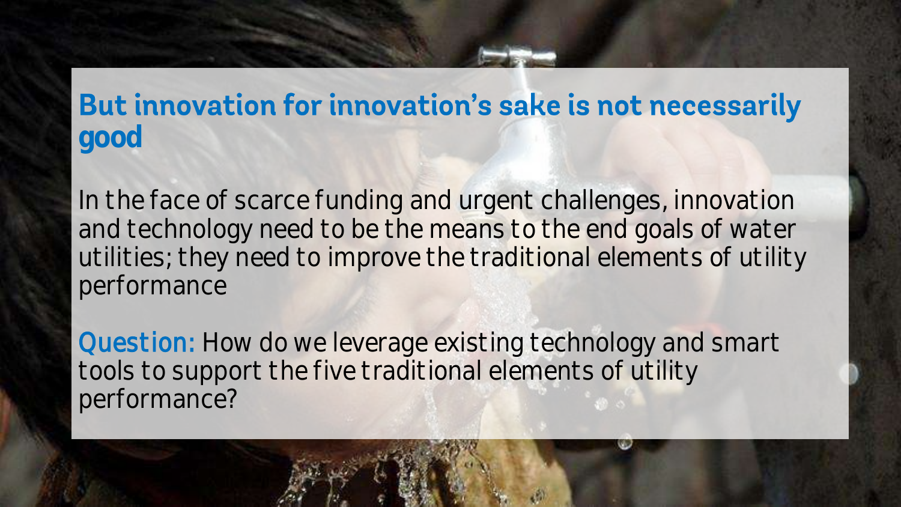## But innovation for innovation's sake is not necessarily good

In the face of scarce funding and urgent challenges, innovation and technology need to be the means to the end goals of water utilities; they need to improve the traditional elements of utility performance

**Question:** How do we leverage existing technology and smart tools to support the five traditional elements of utility performance?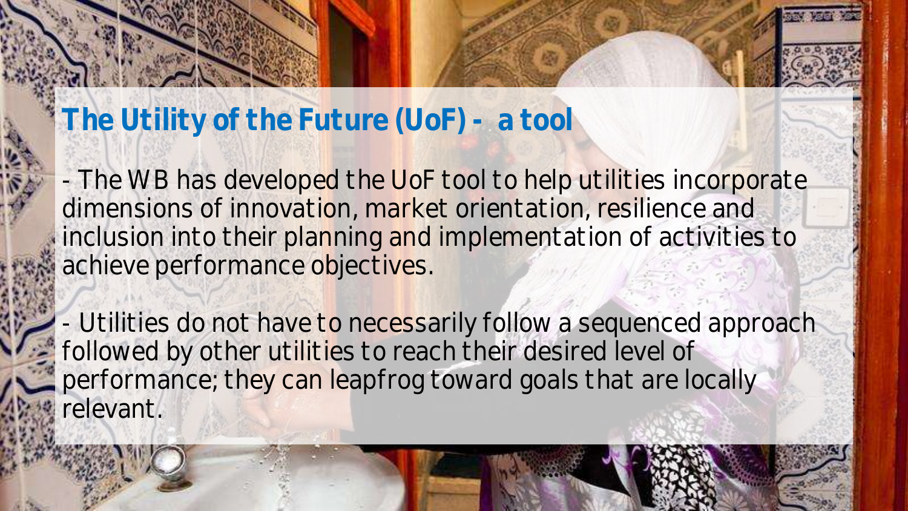# The Utility of the Future (UoF) - a tool

- The WB has developed the UoF tool to help utilities incorporate dimensions of innovation, market orientation, resilience and inclusion into their planning and implementation of activities to achieve performance objectives.

- Utilities do not have to necessarily follow a sequenced approach followed by other utilities to reach their desired level of performance; they can leapfrog toward goals that are locally relevant.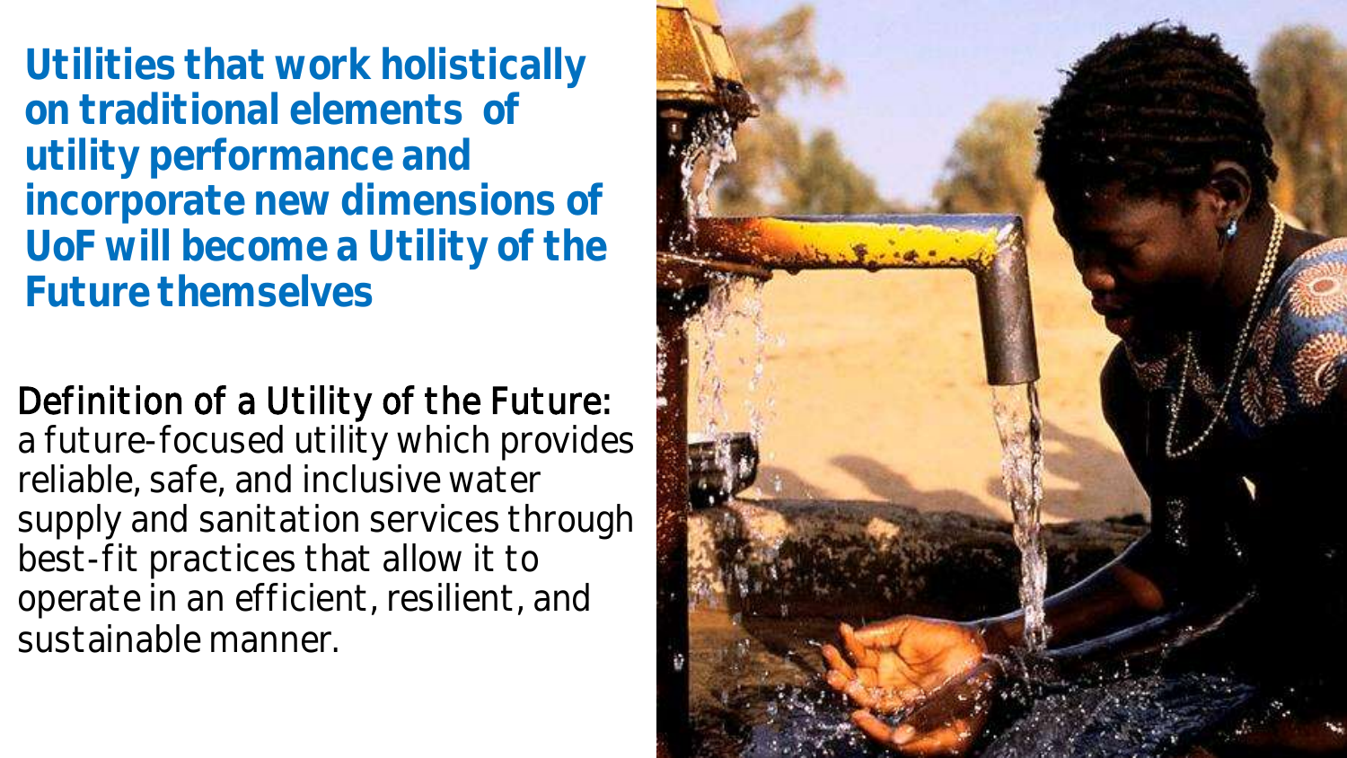**Utilities that work holistically on traditional elements of utility performance and incorporate new dimensions of UoF will become a Utility of the Future themselves**

Definition of a Utility of the Future: a future-focused utility which provides reliable, safe, and inclusive water supply and sanitation services through best-fit practices that allow it to operate in an efficient, resilient, and sustainable manner.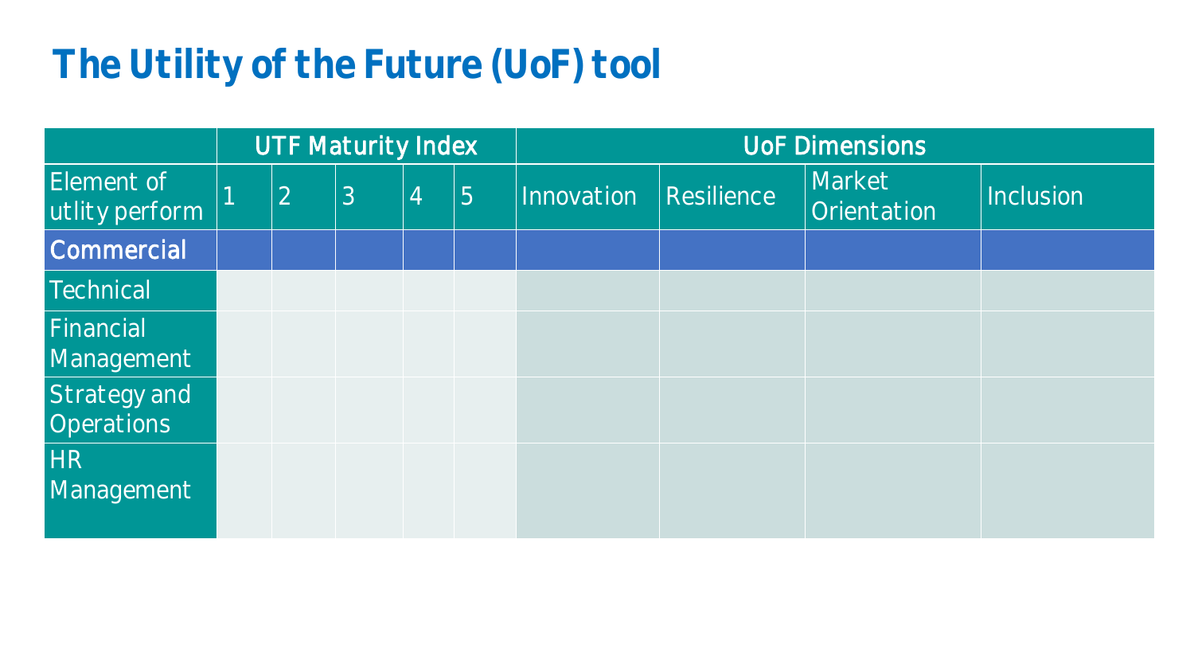# The Utility of the Future (UoF) tool

| | UTF Maturity Index | | | | | UoF Dimensions | | | |
|---|---|---|---|---|---|---|---|---|---|
| Element of utlity perform | 1 | 2 | 3 | 4 | 5 | Innovation | Resilience | Market Orientation | Inclusion |
| Commercial | | | | | | | | | |
| Technical | | | | | | | | | |
| Financial Management | | | | | | | | | |
| Strategy and Operations | | | | | | | | | |
| HR Management | | | | | | | | | |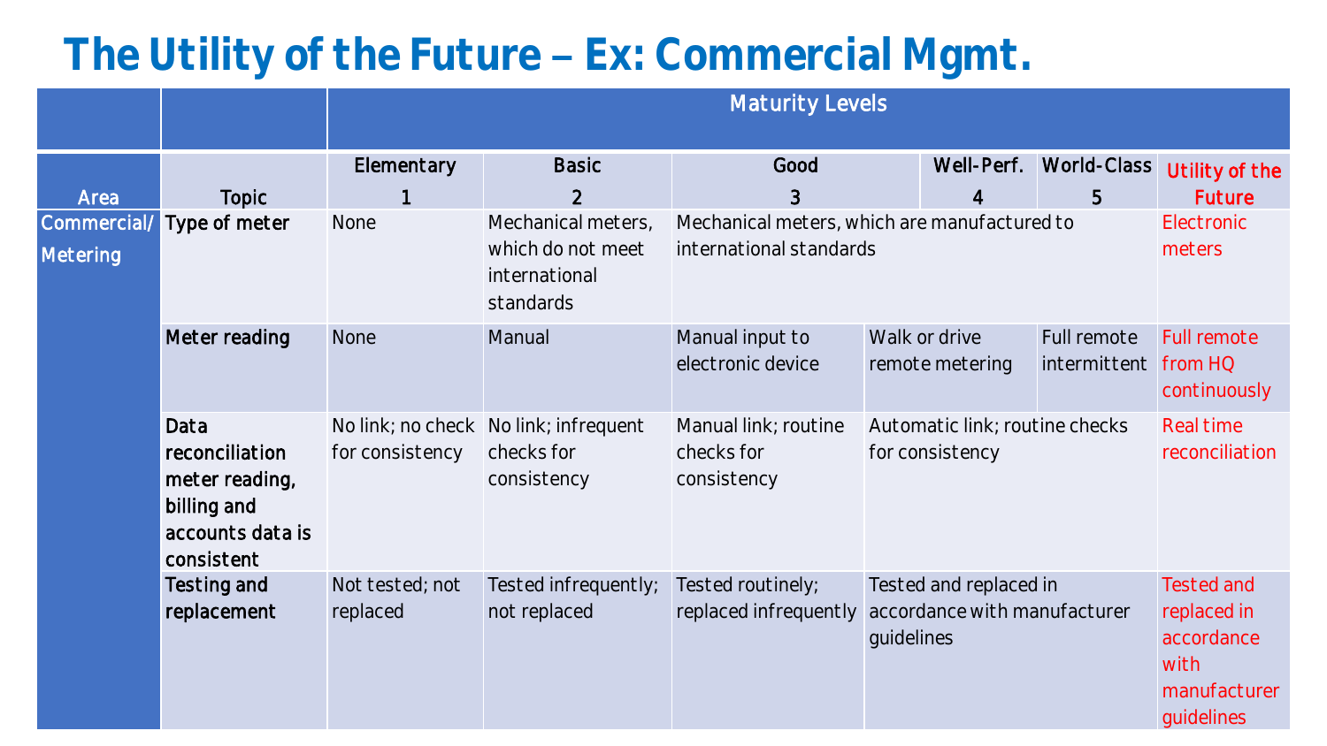# The Utility of the Future – Ex: Commercial Mgmt.

| | | Maturity Levels | | | | | |
|---|---|---|---|---|---|---|---|
| Area | Topic | Elementary 1 | Basic 2 | Good 3 | Well-Perf. 4 | World-Class 5 | Utility of the Future |
| Commercial/ Metering | Type of meter | None | Mechanical meters, which do not meet international standards | Mechanical meters, which are manufactured to international standards | | | Electronic meters |
| | Meter reading | None | Manual | Manual input to electronic device | Walk or drive remote metering | Full remote intermittent | Full remote from HQ continuously |
| | Data reconciliation meter reading, billing and accounts data is consistent | No link; no check for consistency | No link; infrequent checks for consistency | Manual link; routine checks for consistency | Automatic link; routine checks for consistency | | Real time reconciliation |
| | Testing and replacement | Not tested; not replaced | Tested infrequently; not replaced | Tested routinely; replaced infrequently | Tested and replaced in accordance with manufacturer guidelines | | Tested and replaced in accordance with manufacturer guidelines |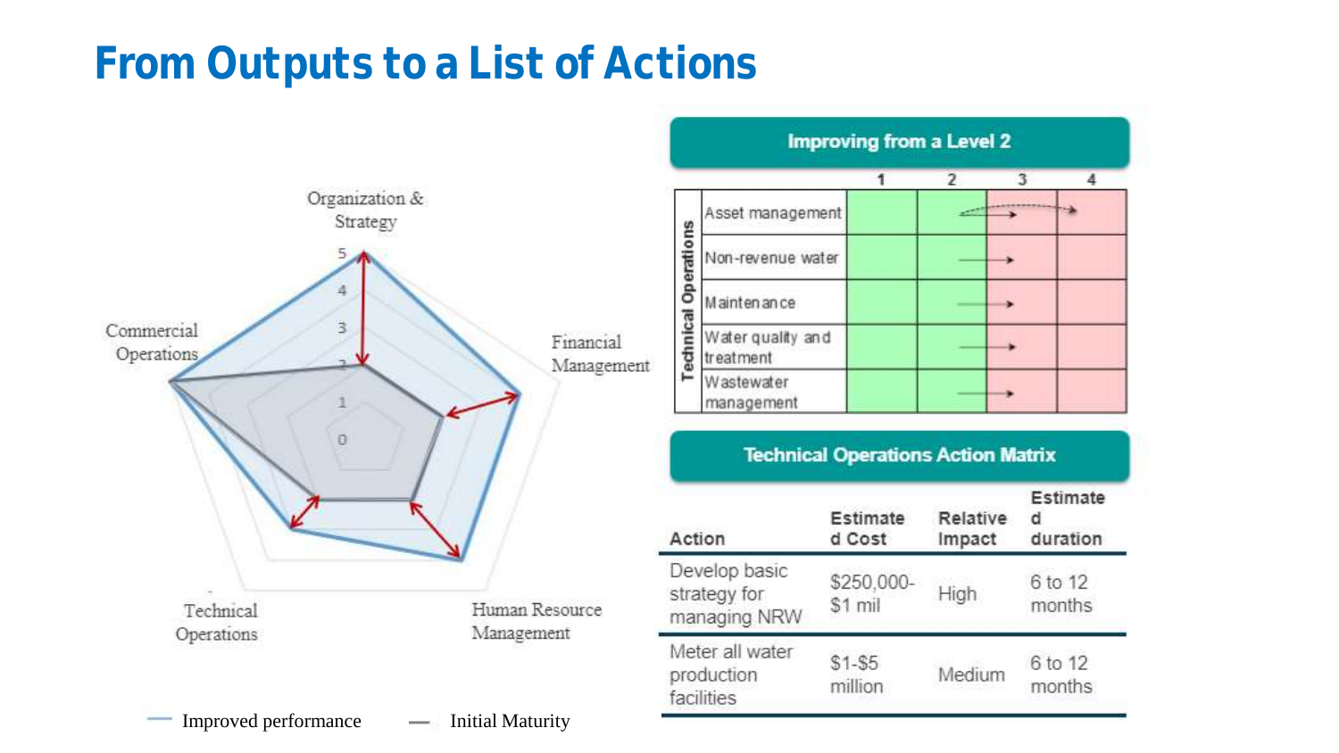# From Outputs to a List of Actions

Organization & Strategy

Financial Management

Human Resource Management

Technical Operations

Commercial Operations

Improved performance — Initial Maturity

## Improving from a Level 2

| Technical Operations | 1 | 2 | 3 | 4 |
|---|---|---|---|---|
| Asset management | | | | |
| Non-revenue water | | | | |
| Maintenance | | | | |
| Water quality and treatment | | | | |
| Wastewater management | | | | |

## Technical Operations Action Matrix

| Action | Estimated Cost | Relative Impact | Estimated duration |
|---|---|---|---|
| Develop basic strategy for managing NRW | $250,000-$1 mil | High | 6 to 12 months |
| Meter all water production facilities | $1-$5 million | Medium | 6 to 12 months |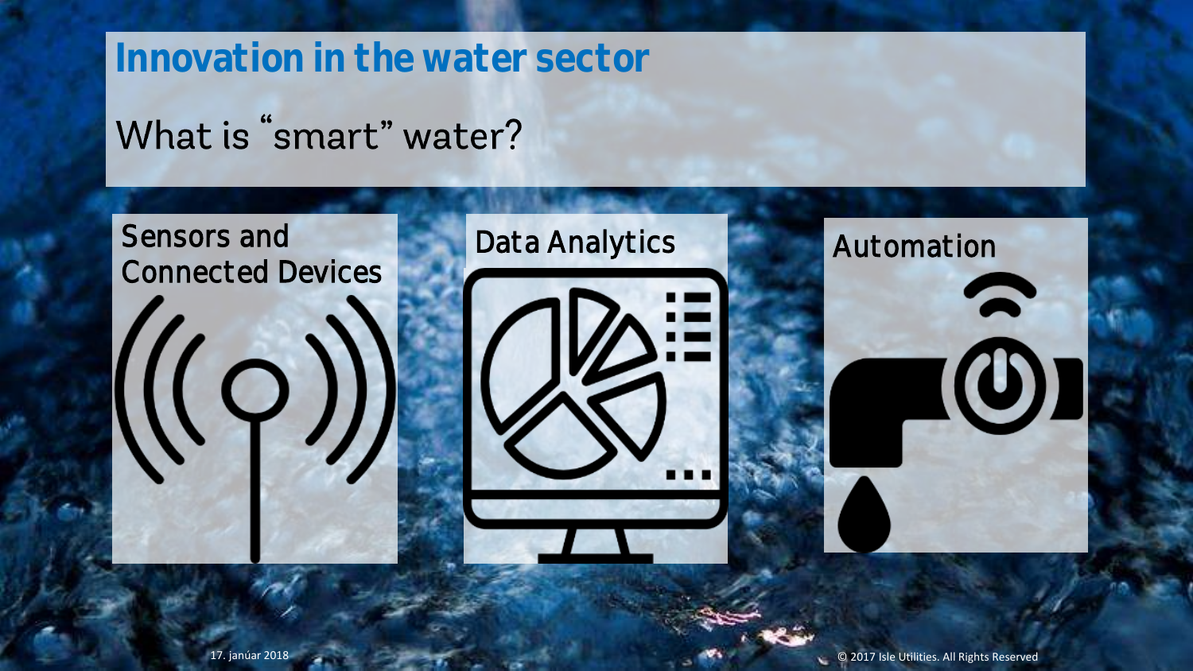# Innovation in the water sector

## What is "smart" water?

### Sensors and Connected Devices

### Data Analytics

### Automation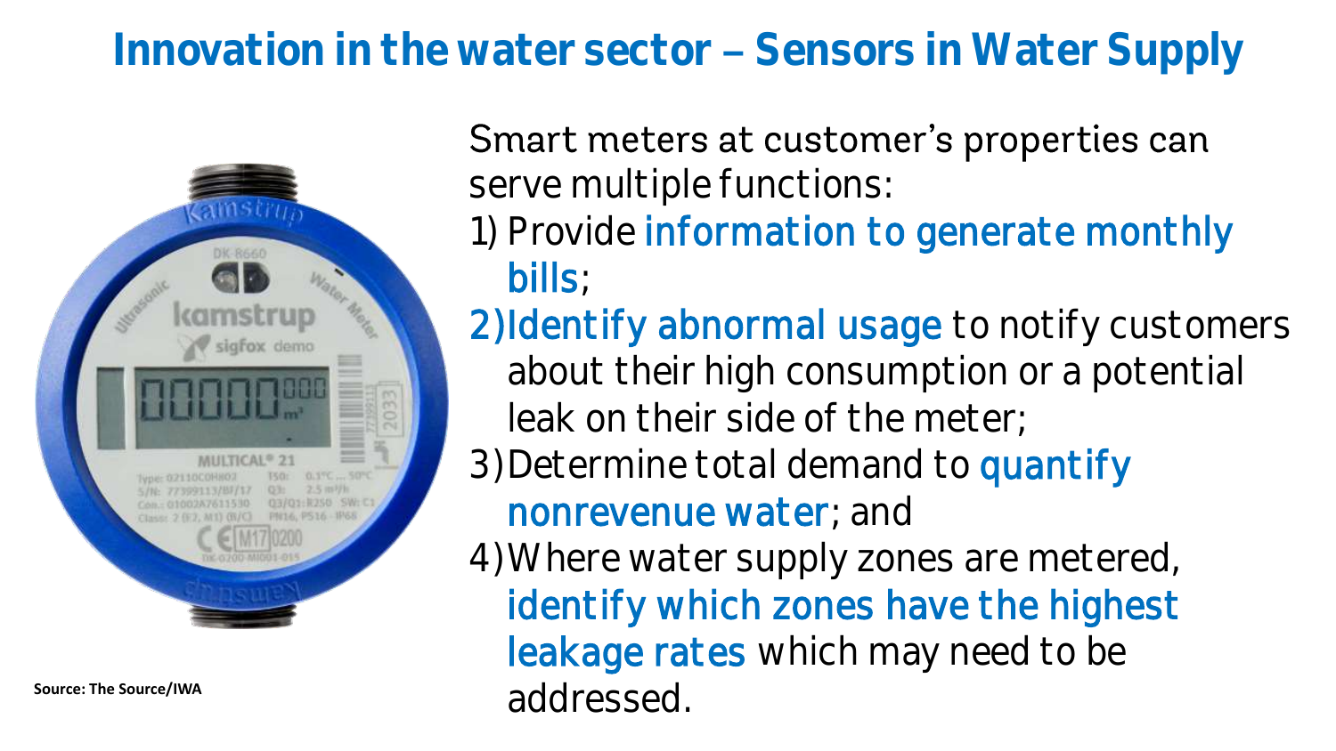# Innovation in the water sector – Sensors in Water Supply

Source: The Source/IWA

Smart meters at customer's properties can serve multiple functions:

1) Provide information to generate monthly bills;
2) Identify abnormal usage to notify customers about their high consumption or a potential leak on their side of the meter;
3) Determine total demand to quantify nonrevenue water; and
4) Where water supply zones are metered, identify which zones have the highest leakage rates which may need to be addressed.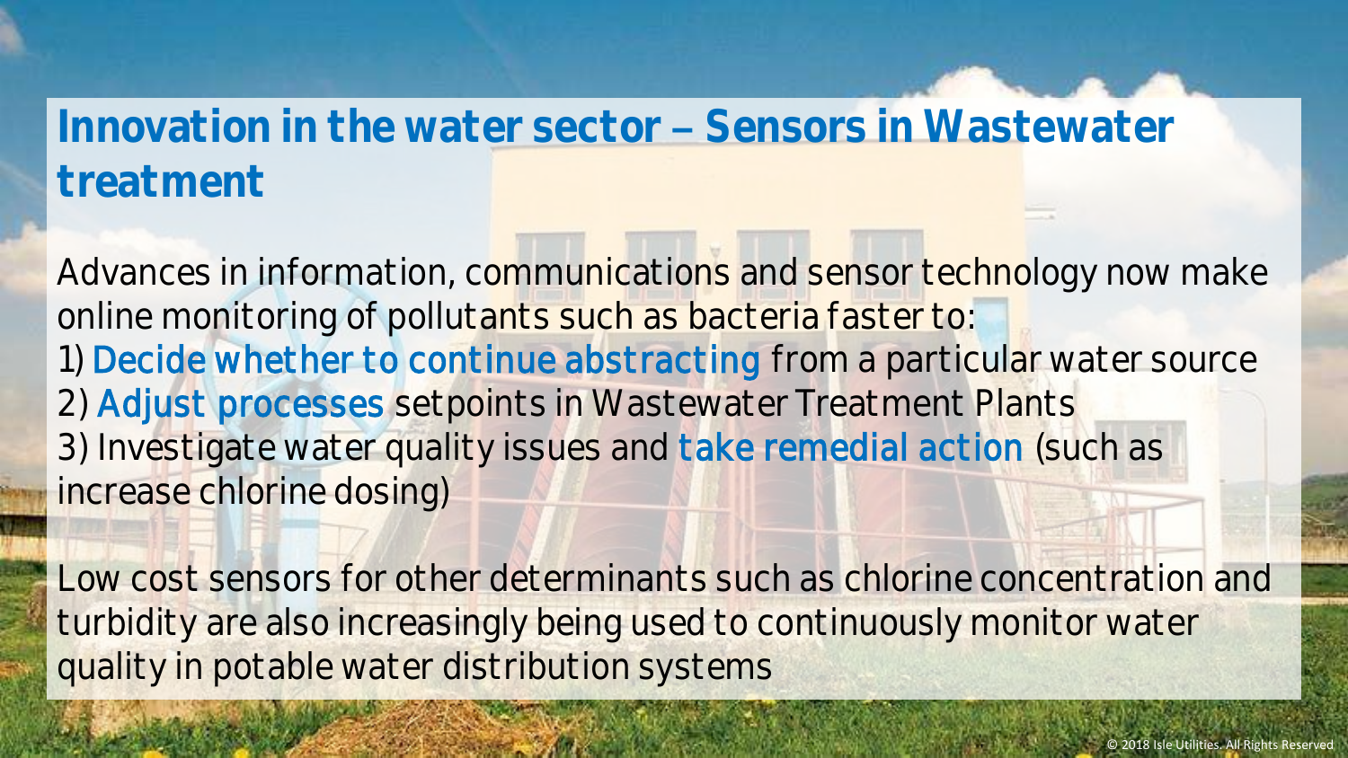# Innovation in the water sector – Sensors in Wastewater treatment

Advances in information, communications and sensor technology now make online monitoring of pollutants such as bacteria faster to:

1) Decide whether to continue abstracting from a particular water source
2) Adjust processes setpoints in Wastewater Treatment Plants
3) Investigate water quality issues and take remedial action (such as increase chlorine dosing)

Low cost sensors for other determinants such as chlorine concentration and turbidity are also increasingly being used to continuously monitor water quality in potable water distribution systems

© 2018 Isle Utilities. All Rights Reserved.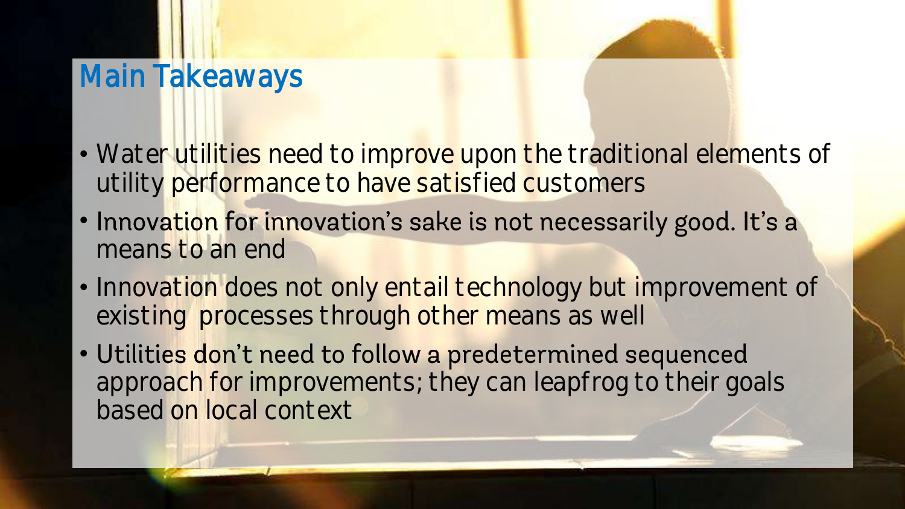## Main Takeaways

- Water utilities need to improve upon the traditional elements of utility performance to have satisfied customers
- Innovation for innovation's sake is not necessarily good. It's a means to an end
- Innovation does not only entail technology but improvement of existing processes through other means as well
- Utilities don't need to follow a predetermined sequenced approach for improvements; they can leapfrog to their goals based on local context